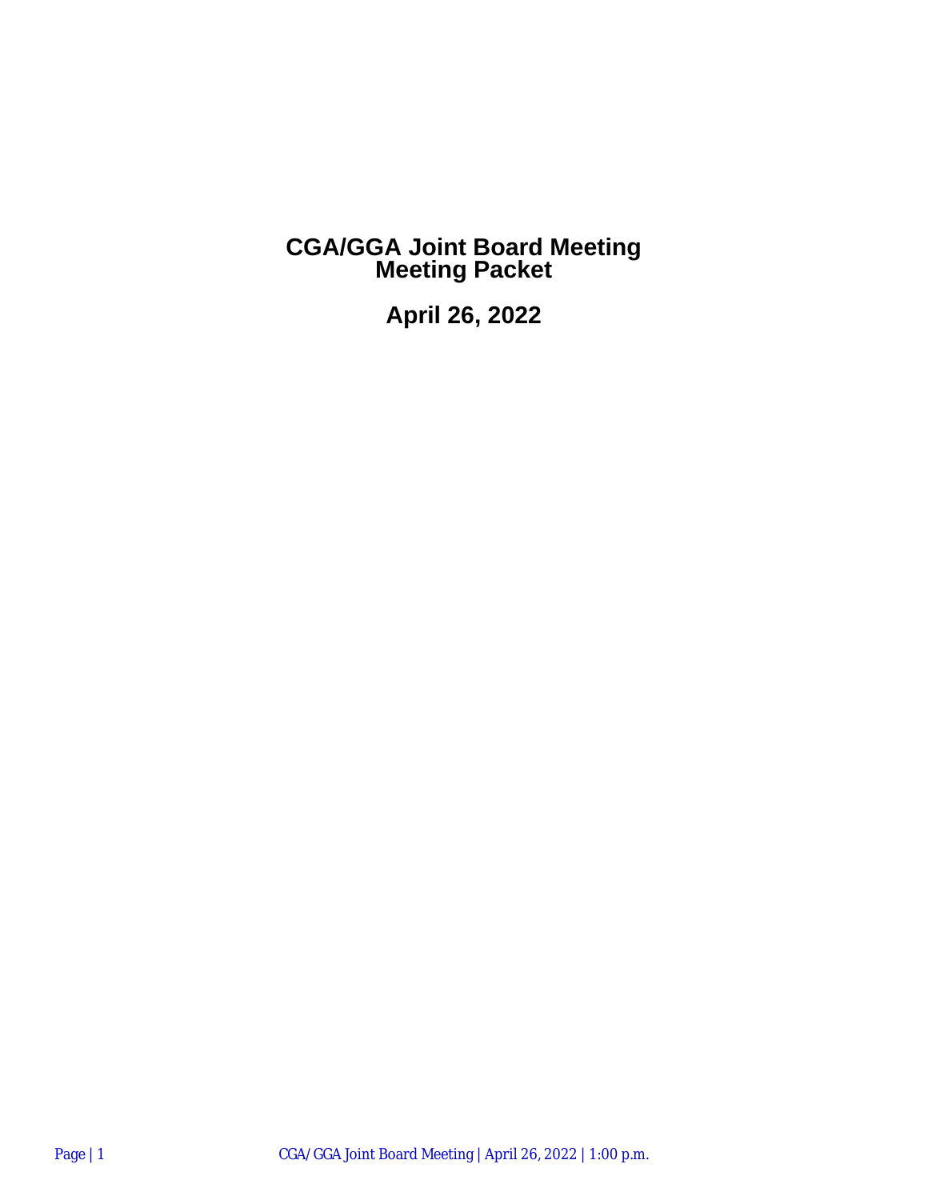# CGA/GGA Joint Board Meeting
# Meeting Packet

## April 26, 2022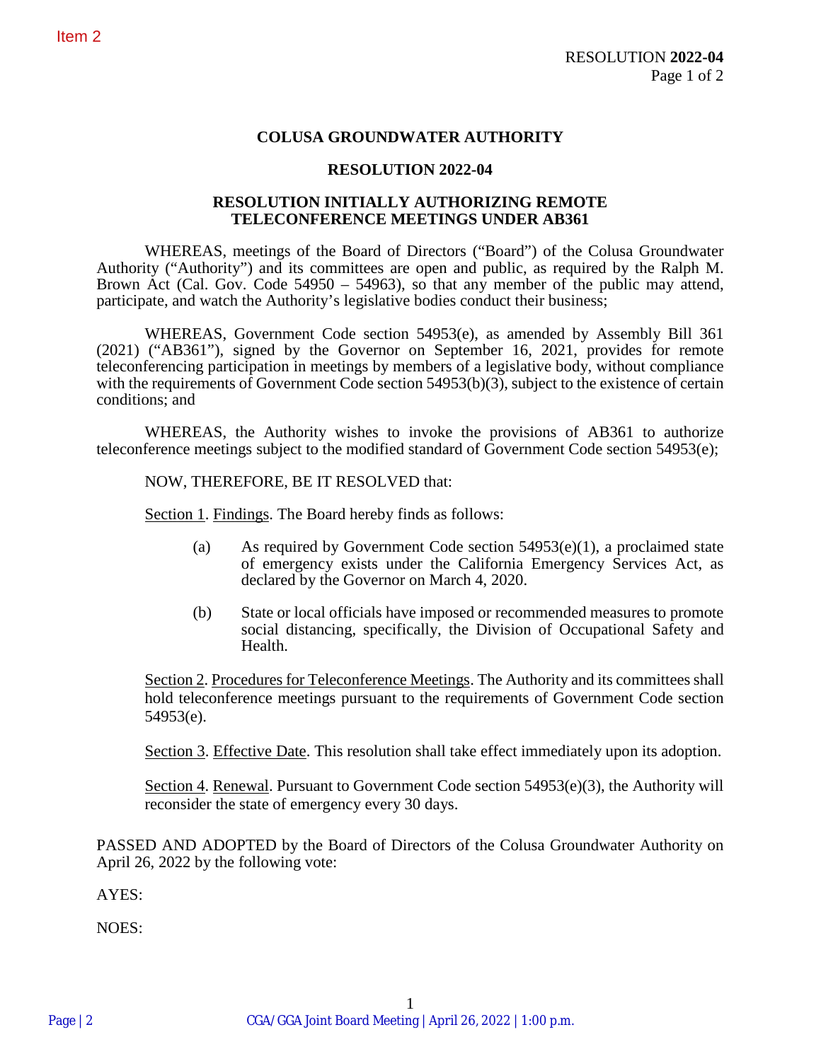Item 2

RESOLUTION **2022-04**
Page 1 of 2

**COLUSA GROUNDWATER AUTHORITY**

**RESOLUTION 2022-04**

**RESOLUTION INITIALLY AUTHORIZING REMOTE TELECONFERENCE MEETINGS UNDER AB361**

WHEREAS, meetings of the Board of Directors ("Board") of the Colusa Groundwater Authority ("Authority") and its committees are open and public, as required by the Ralph M. Brown Act (Cal. Gov. Code 54950 – 54963), so that any member of the public may attend, participate, and watch the Authority's legislative bodies conduct their business;

WHEREAS, Government Code section 54953(e), as amended by Assembly Bill 361 (2021) ("AB361"), signed by the Governor on September 16, 2021, provides for remote teleconferencing participation in meetings by members of a legislative body, without compliance with the requirements of Government Code section 54953(b)(3), subject to the existence of certain conditions; and

WHEREAS, the Authority wishes to invoke the provisions of AB361 to authorize teleconference meetings subject to the modified standard of Government Code section 54953(e);

NOW, THEREFORE, BE IT RESOLVED that:

Section 1. Findings. The Board hereby finds as follows:

(a) As required by Government Code section 54953(e)(1), a proclaimed state of emergency exists under the California Emergency Services Act, as declared by the Governor on March 4, 2020.

(b) State or local officials have imposed or recommended measures to promote social distancing, specifically, the Division of Occupational Safety and Health.

Section 2. Procedures for Teleconference Meetings. The Authority and its committees shall hold teleconference meetings pursuant to the requirements of Government Code section 54953(e).

Section 3. Effective Date. This resolution shall take effect immediately upon its adoption.

Section 4. Renewal. Pursuant to Government Code section 54953(e)(3), the Authority will reconsider the state of emergency every 30 days.

PASSED AND ADOPTED by the Board of Directors of the Colusa Groundwater Authority on April 26, 2022 by the following vote:

AYES:

NOES: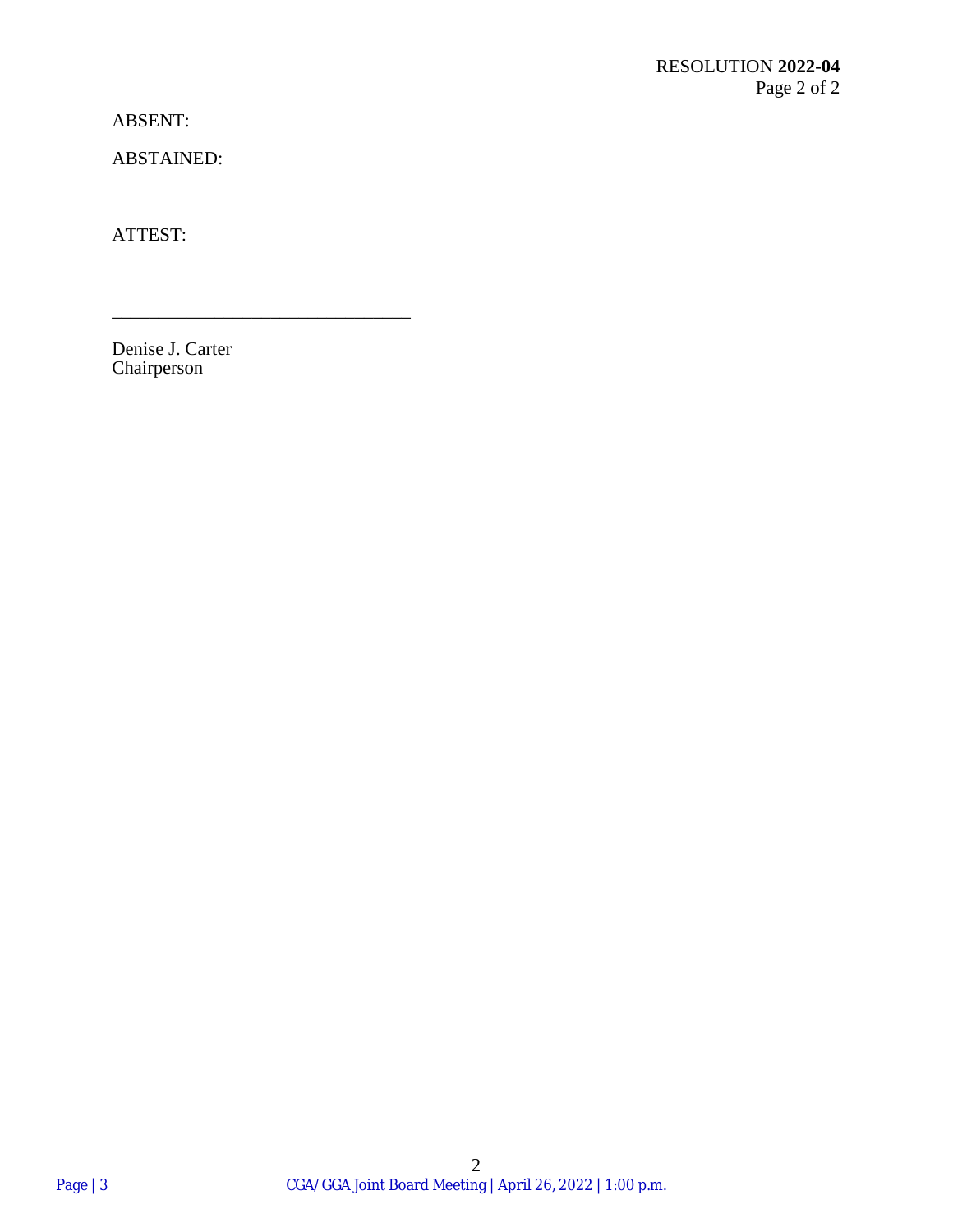ABSENT:

ABSTAINED:

ATTEST:

________________________________

Denise J. Carter
Chairperson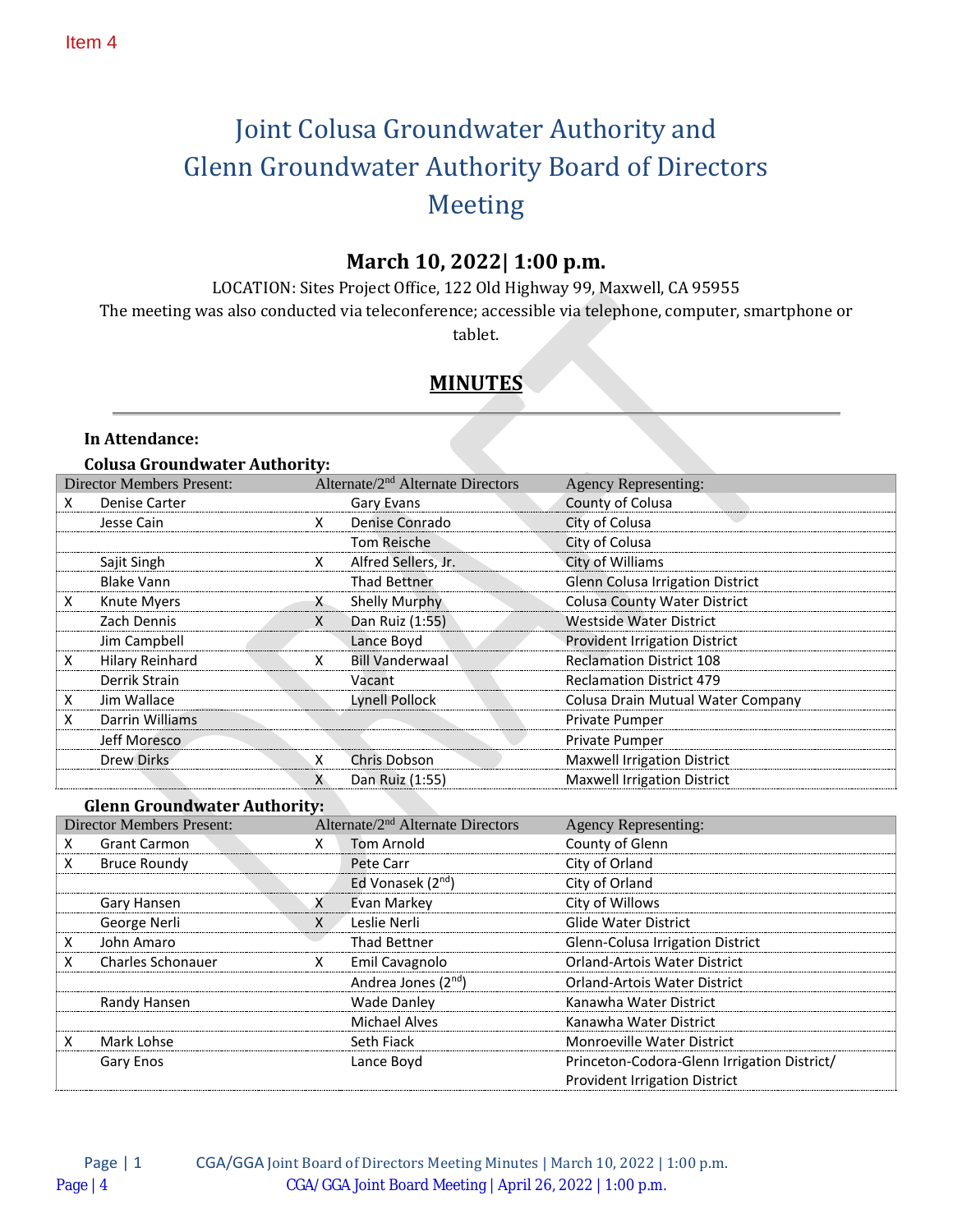Item 4

# Joint Colusa Groundwater Authority and Glenn Groundwater Authority Board of Directors Meeting

## March 10, 2022| 1:00 p.m.

LOCATION: Sites Project Office, 122 Old Highway 99, Maxwell, CA 95955

The meeting was also conducted via teleconference; accessible via telephone, computer, smartphone or tablet.

## MINUTES

**In Attendance:**

**Colusa Groundwater Authority:**

| | Director Members Present: | | Alternate/2nd Alternate Directors | Agency Representing: |
|---|---|---|---|---|
| X | Denise Carter | | Gary Evans | County of Colusa |
| | Jesse Cain | X | Denise Conrado | City of Colusa |
| | | | Tom Reische | City of Colusa |
| | Sajit Singh | X | Alfred Sellers, Jr. | City of Williams |
| | Blake Vann | | Thad Bettner | Glenn Colusa Irrigation District |
| X | Knute Myers | X | Shelly Murphy | Colusa County Water District |
| | Zach Dennis | X | Dan Ruiz (1:55) | Westside Water District |
| | Jim Campbell | | Lance Boyd | Provident Irrigation District |
| X | Hilary Reinhard | X | Bill Vanderwaal | Reclamation District 108 |
| | Derrik Strain | | Vacant | Reclamation District 479 |
| X | Jim Wallace | | Lynell Pollock | Colusa Drain Mutual Water Company |
| X | Darrin Williams | | | Private Pumper |
| | Jeff Moresco | | | Private Pumper |
| | Drew Dirks | X | Chris Dobson | Maxwell Irrigation District |
| | | X | Dan Ruiz (1:55) | Maxwell Irrigation District |

**Glenn Groundwater Authority:**

| | Director Members Present: | | Alternate/2nd Alternate Directors | Agency Representing: |
|---|---|---|---|---|
| X | Grant Carmon | X | Tom Arnold | County of Glenn |
| X | Bruce Roundy | | Pete Carr | City of Orland |
| | | | Ed Vonasek (2nd) | City of Orland |
| | Gary Hansen | X | Evan Markey | City of Willows |
| | George Nerli | X | Leslie Nerli | Glide Water District |
| X | John Amaro | | Thad Bettner | Glenn-Colusa Irrigation District |
| X | Charles Schonauer | X | Emil Cavagnolo | Orland-Artois Water District |
| | | | Andrea Jones (2nd) | Orland-Artois Water District |
| | Randy Hansen | | Wade Danley | Kanawha Water District |
| | | | Michael Alves | Kanawha Water District |
| X | Mark Lohse | | Seth Fiack | Monroeville Water District |
| | Gary Enos | | Lance Boyd | Princeton-Codora-Glenn Irrigation District/ Provident Irrigation District |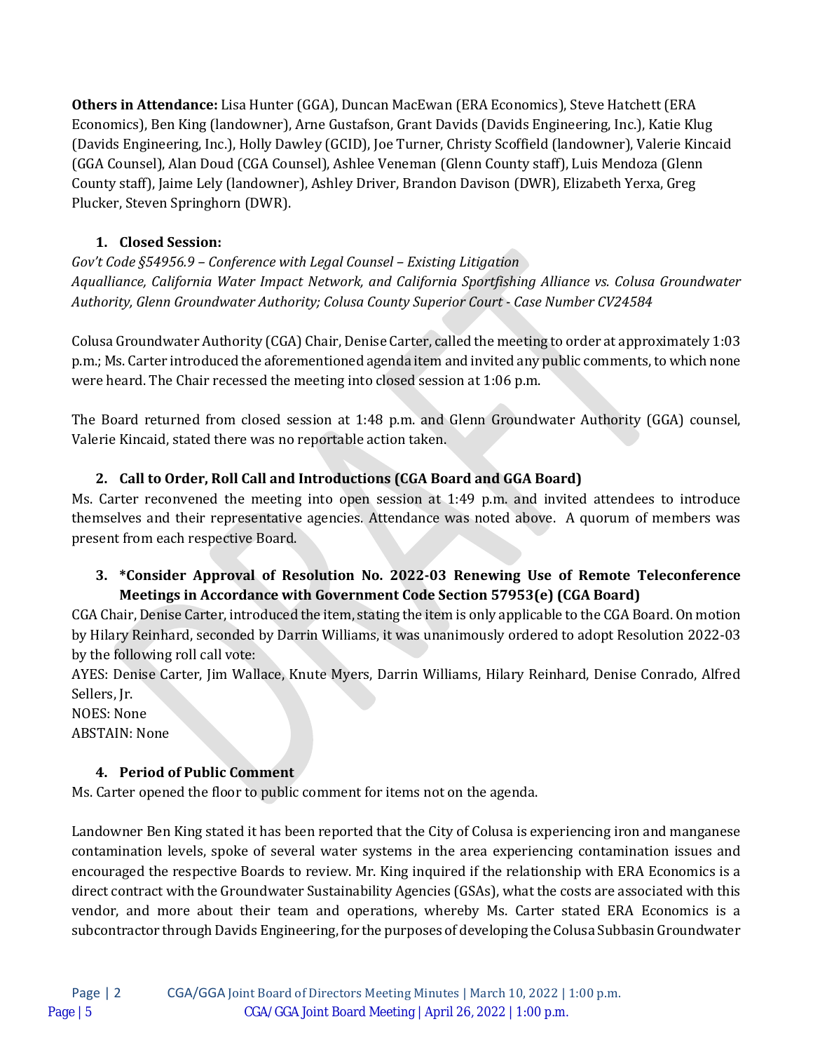**Others in Attendance:** Lisa Hunter (GGA), Duncan MacEwan (ERA Economics), Steve Hatchett (ERA Economics), Ben King (landowner), Arne Gustafson, Grant Davids (Davids Engineering, Inc.), Katie Klug (Davids Engineering, Inc.), Holly Dawley (GCID), Joe Turner, Christy Scoffield (landowner), Valerie Kincaid (GGA Counsel), Alan Doud (CGA Counsel), Ashlee Veneman (Glenn County staff), Luis Mendoza (Glenn County staff), Jaime Lely (landowner), Ashley Driver, Brandon Davison (DWR), Elizabeth Yerxa, Greg Plucker, Steven Springhorn (DWR).

1. **Closed Session:**

*Gov't Code §54956.9 – Conference with Legal Counsel – Existing Litigation*
*Aqualliance, California Water Impact Network, and California Sportfishing Alliance vs. Colusa Groundwater Authority, Glenn Groundwater Authority; Colusa County Superior Court - Case Number CV24584*

Colusa Groundwater Authority (CGA) Chair, Denise Carter, called the meeting to order at approximately 1:03 p.m.; Ms. Carter introduced the aforementioned agenda item and invited any public comments, to which none were heard. The Chair recessed the meeting into closed session at 1:06 p.m.

The Board returned from closed session at 1:48 p.m. and Glenn Groundwater Authority (GGA) counsel, Valerie Kincaid, stated there was no reportable action taken.

2. **Call to Order, Roll Call and Introductions (CGA Board and GGA Board)**

Ms. Carter reconvened the meeting into open session at 1:49 p.m. and invited attendees to introduce themselves and their representative agencies. Attendance was noted above. A quorum of members was present from each respective Board.

3. **\*Consider Approval of Resolution No. 2022-03 Renewing Use of Remote Teleconference Meetings in Accordance with Government Code Section 57953(e) (CGA Board)**

CGA Chair, Denise Carter, introduced the item, stating the item is only applicable to the CGA Board. On motion by Hilary Reinhard, seconded by Darrin Williams, it was unanimously ordered to adopt Resolution 2022-03 by the following roll call vote:
AYES: Denise Carter, Jim Wallace, Knute Myers, Darrin Williams, Hilary Reinhard, Denise Conrado, Alfred Sellers, Jr.
NOES: None
ABSTAIN: None

4. **Period of Public Comment**

Ms. Carter opened the floor to public comment for items not on the agenda.

Landowner Ben King stated it has been reported that the City of Colusa is experiencing iron and manganese contamination levels, spoke of several water systems in the area experiencing contamination issues and encouraged the respective Boards to review. Mr. King inquired if the relationship with ERA Economics is a direct contract with the Groundwater Sustainability Agencies (GSAs), what the costs are associated with this vendor, and more about their team and operations, whereby Ms. Carter stated ERA Economics is a subcontractor through Davids Engineering, for the purposes of developing the Colusa Subbasin Groundwater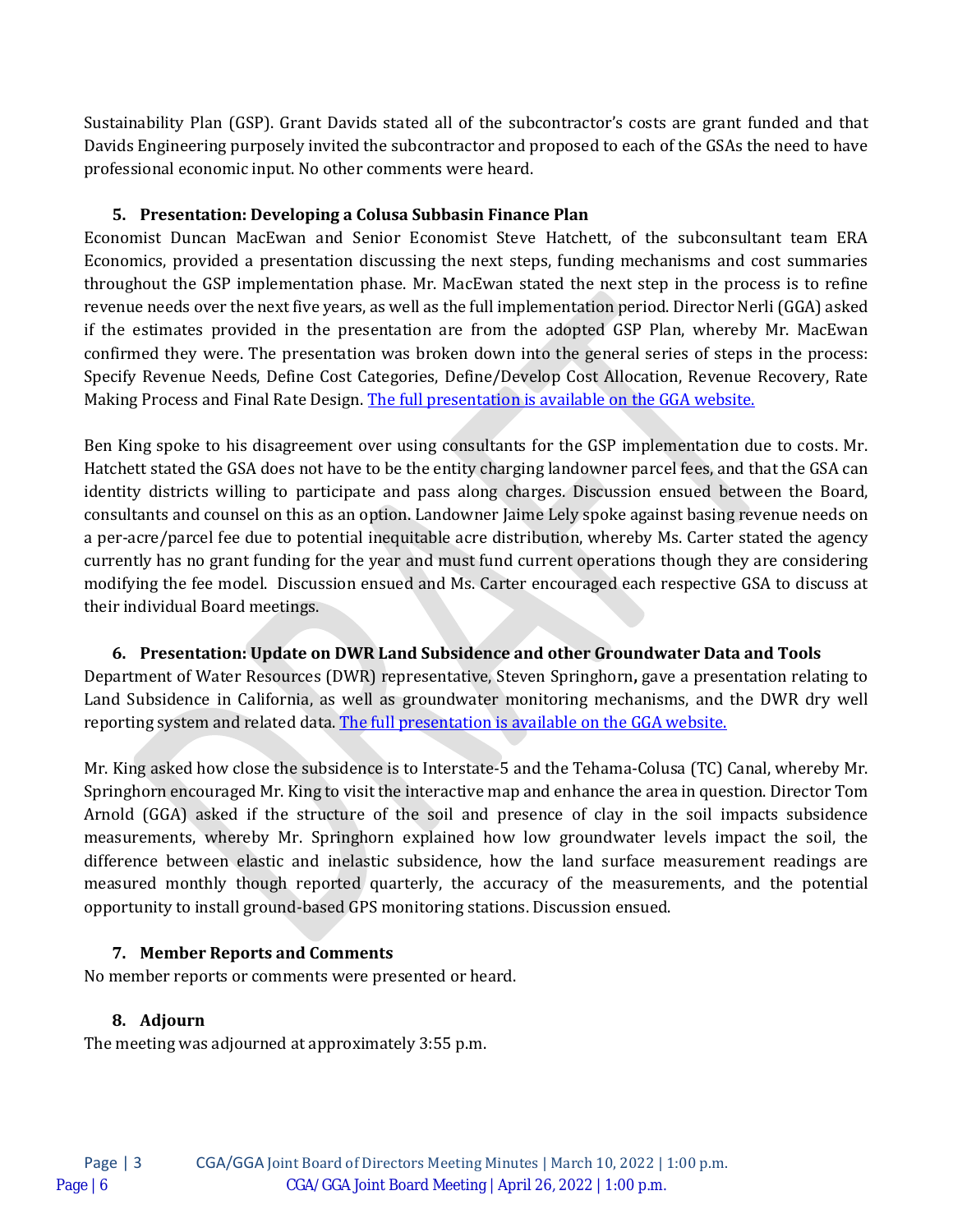Sustainability Plan (GSP). Grant Davids stated all of the subcontractor's costs are grant funded and that Davids Engineering purposely invited the subcontractor and proposed to each of the GSAs the need to have professional economic input. No other comments were heard.

### 5. Presentation: Developing a Colusa Subbasin Finance Plan

Economist Duncan MacEwan and Senior Economist Steve Hatchett, of the subconsultant team ERA Economics, provided a presentation discussing the next steps, funding mechanisms and cost summaries throughout the GSP implementation phase. Mr. MacEwan stated the next step in the process is to refine revenue needs over the next five years, as well as the full implementation period. Director Nerli (GGA) asked if the estimates provided in the presentation are from the adopted GSP Plan, whereby Mr. MacEwan confirmed they were. The presentation was broken down into the general series of steps in the process: Specify Revenue Needs, Define Cost Categories, Define/Develop Cost Allocation, Revenue Recovery, Rate Making Process and Final Rate Design. The full presentation is available on the GGA website.

Ben King spoke to his disagreement over using consultants for the GSP implementation due to costs. Mr. Hatchett stated the GSA does not have to be the entity charging landowner parcel fees, and that the GSA can identity districts willing to participate and pass along charges. Discussion ensued between the Board, consultants and counsel on this as an option. Landowner Jaime Lely spoke against basing revenue needs on a per-acre/parcel fee due to potential inequitable acre distribution, whereby Ms. Carter stated the agency currently has no grant funding for the year and must fund current operations though they are considering modifying the fee model. Discussion ensued and Ms. Carter encouraged each respective GSA to discuss at their individual Board meetings.

### 6. Presentation: Update on DWR Land Subsidence and other Groundwater Data and Tools

Department of Water Resources (DWR) representative, Steven Springhorn**,** gave a presentation relating to Land Subsidence in California, as well as groundwater monitoring mechanisms, and the DWR dry well reporting system and related data. The full presentation is available on the GGA website.

Mr. King asked how close the subsidence is to Interstate-5 and the Tehama-Colusa (TC) Canal, whereby Mr. Springhorn encouraged Mr. King to visit the interactive map and enhance the area in question. Director Tom Arnold (GGA) asked if the structure of the soil and presence of clay in the soil impacts subsidence measurements, whereby Mr. Springhorn explained how low groundwater levels impact the soil, the difference between elastic and inelastic subsidence, how the land surface measurement readings are measured monthly though reported quarterly, the accuracy of the measurements, and the potential opportunity to install ground-based GPS monitoring stations. Discussion ensued.

### 7. Member Reports and Comments

No member reports or comments were presented or heard.

### 8. Adjourn

The meeting was adjourned at approximately 3:55 p.m.